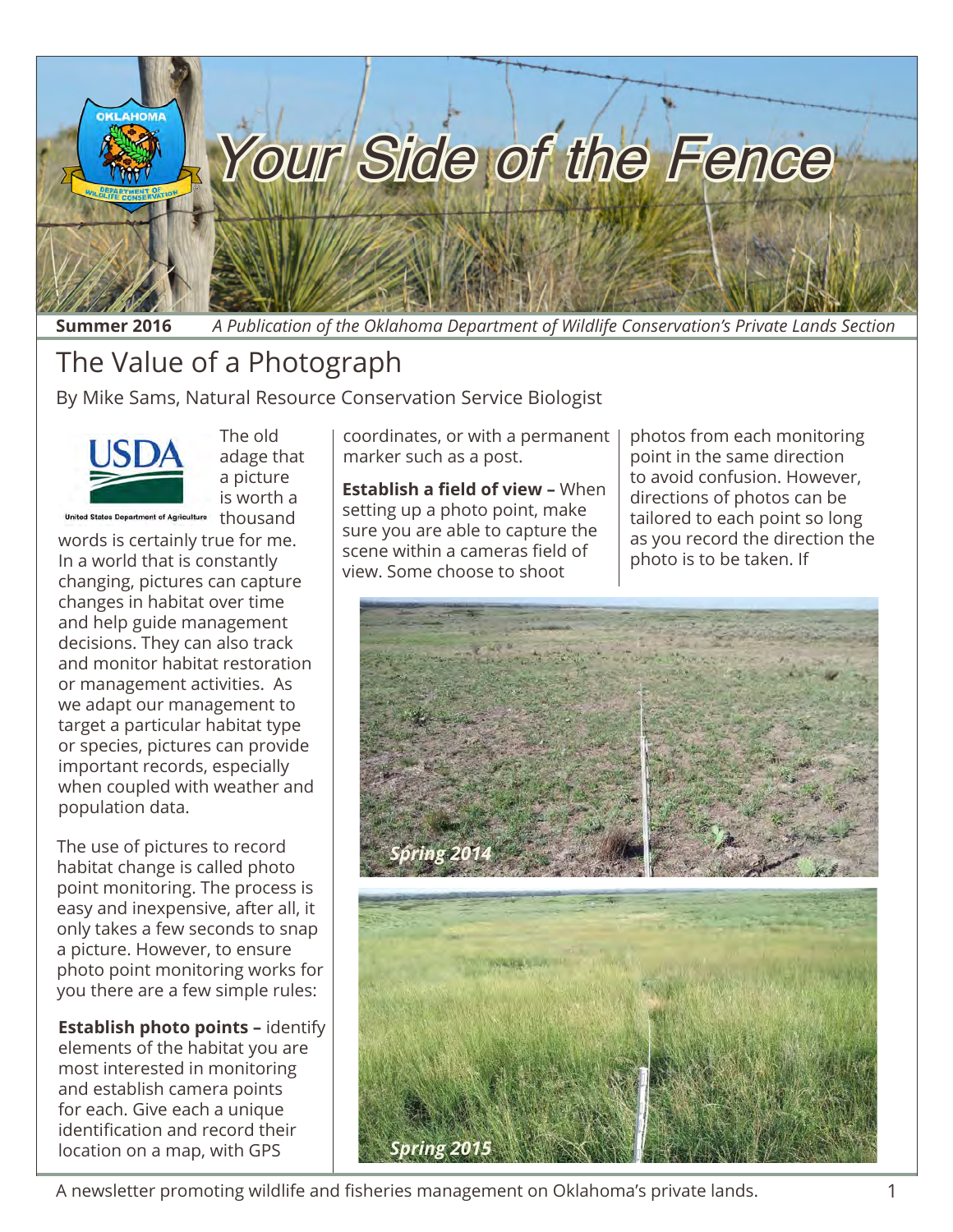# Your Side of the Fence

**Summer 2016** *A Publication of the Oklahoma Department of Wildlife Conservation's Private Lands Section*

## The Value of a Photograph

By Mike Sams, Natural Resource Conservation Service Biologist

The old adage that a picture is worth a thousand words is certainly true for me. In a world that is constantly changing, pictures can capture changes in habitat over time and help guide management decisions. They can also track and monitor habitat restoration or management activities. As we adapt our management to target a particular habitat type or species, pictures can provide important records, especially when coupled with weather and population data.

The use of pictures to record habitat change is called photo point monitoring. The process is easy and inexpensive, after all, it only takes a few seconds to snap a picture. However, to ensure photo point monitoring works for you there are a few simple rules:

**Establish photo points –** identify elements of the habitat you are most interested in monitoring and establish camera points for each. Give each a unique identification and record their location on a map, with GPS coordinates, or with a permanent marker such as a post.

**Establish a field of view –** When setting up a photo point, make sure you are able to capture the scene within a cameras field of view. Some choose to shoot photos from each monitoring point in the same direction to avoid confusion. However, directions of photos can be tailored to each point so long as you record the direction the photo is to be taken. If

*Spring 2014*

*Spring 2015*

A newsletter promoting wildlife and fisheries management on Oklahoma's private lands.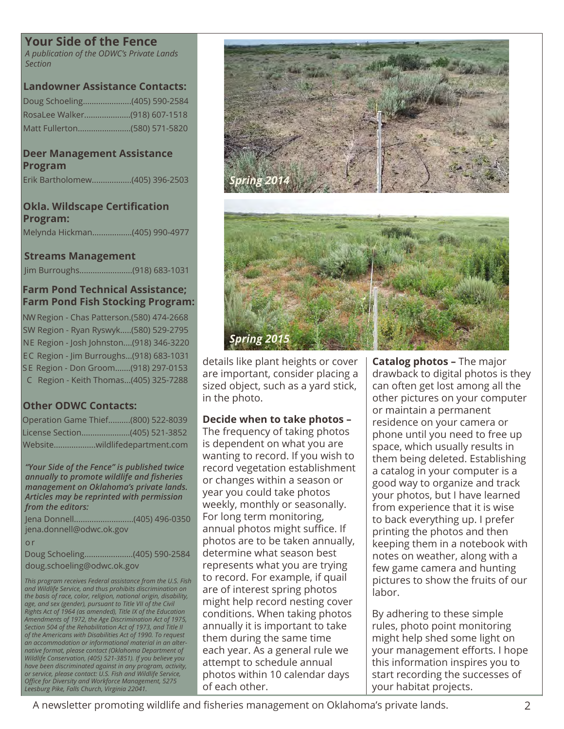## Your Side of the Fence

*A publication of the ODWC's Private Lands Section*

### Landowner Assistance Contacts:

Doug Schoeling......................(405) 590-2584
RosaLee Walker.....................(918) 607-1518
Matt Fullerton........................(580) 571-5820

### Deer Management Assistance Program

Erik Bartholomew..................(405) 396-2503

### Okla. Wildscape Certification Program:

Melynda Hickman..................(405) 990-4977

### Streams Management

Jim Burroughs........................(918) 683-1031

### Farm Pond Technical Assistance; Farm Pond Fish Stocking Program:

NW Region - Chas Patterson.(580) 474-2668
SW Region - Ryan Ryswyk.....(580) 529-2795
NE Region - Josh Johnston....(918) 346-3220
EC Region - Jim Burroughs...(918) 683-1031
SE Region - Don Groom.......(918) 297-0153
C Region - Keith Thomas...(405) 325-7288

### Other ODWC Contacts:

Operation Game Thief..........(800) 522-8039
License Section......................(405) 521-3852
Website...................wildlifedepartment.com

***"Your Side of the Fence" is published twice annually to promote wildlife and fisheries management on Oklahoma's private lands. Articles may be reprinted with permission from the editors:***

Jena Donnell...........................(405) 496-0350
jena.donnell@odwc.ok.gov

or

Doug Schoeling......................(405) 590-2584
doug.schoeling@odwc.ok.gov

*This program receives Federal assistance from the U.S. Fish and Wildlife Service, and thus prohibits discrimination on the basis of race, color, religion, national origin, disability, age, and sex (gender), pursuant to Title VII of the Civil Rights Act of 1964 (as amended), Title IX of the Education Amendments of 1972, the Age Discrimination Act of 1975, Section 504 of the Rehabilitation Act of 1973, and Title II of the Americans with Disabilities Act of 1990. To request an accommodation or informational material in an alternative format, please contact (Oklahoma Department of Wildlife Conservation, (405) 521-3851). If you believe you have been discriminated against in any program, activity, or service, please contact: U.S. Fish and Wildlife Service, Office for Diversity and Workforce Management, 5275 Leesburg Pike, Falls Church, Virginia 22041.*

*Spring 2014*

*Spring 2015*

details like plant heights or cover are important, consider placing a sized object, such as a yard stick, in the photo.

**Decide when to take photos –** The frequency of taking photos is dependent on what you are wanting to record. If you wish to record vegetation establishment or changes within a season or year you could take photos weekly, monthly or seasonally. For long term monitoring, annual photos might suffice. If photos are to be taken annually, determine what season best represents what you are trying to record. For example, if quail are of interest spring photos might help record nesting cover conditions. When taking photos annually it is important to take them during the same time each year. As a general rule we attempt to schedule annual photos within 10 calendar days of each other.

**Catalog photos –** The major drawback to digital photos is they can often get lost among all the other pictures on your computer or maintain a permanent residence on your camera or phone until you need to free up space, which usually results in them being deleted. Establishing a catalog in your computer is a good way to organize and track your photos, but I have learned from experience that it is wise to back everything up. I prefer printing the photos and then keeping them in a notebook with notes on weather, along with a few game camera and hunting pictures to show the fruits of our labor.

By adhering to these simple rules, photo point monitoring might help shed some light on your management efforts. I hope this information inspires you to start recording the successes of your habitat projects.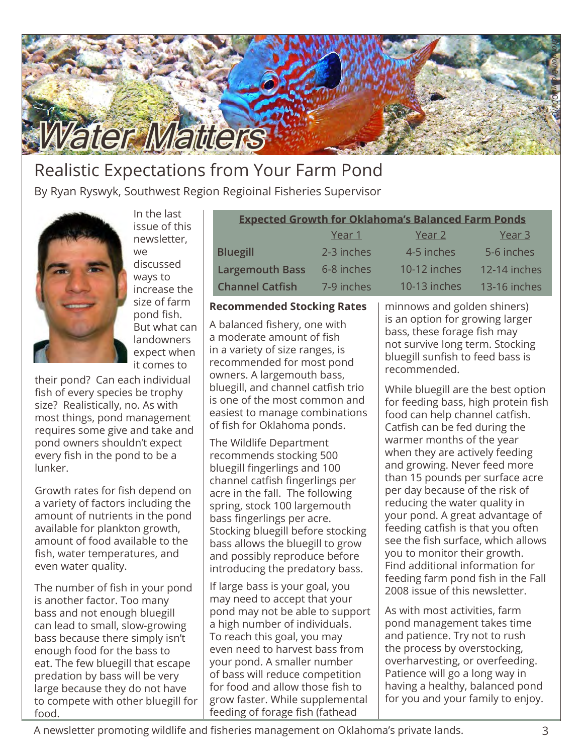# Water Matters

## Realistic Expectations from Your Farm Pond

By Ryan Ryswyk, Southwest Region Regioinal Fisheries Supervisor

In the last issue of this newsletter, we discussed ways to increase the size of farm pond fish. But what can landowners expect when it comes to their pond? Can each individual fish of every species be trophy size? Realistically, no. As with most things, pond management requires some give and take and pond owners shouldn't expect every fish in the pond to be a lunker.

Growth rates for fish depend on a variety of factors including the amount of nutrients in the pond available for plankton growth, amount of food available to the fish, water temperatures, and even water quality.

The number of fish in your pond is another factor. Too many bass and not enough bluegill can lead to small, slow-growing bass because there simply isn't enough food for the bass to eat. The few bluegill that escape predation by bass will be very large because they do not have to compete with other bluegill for food.

**Expected Growth for Oklahoma's Balanced Farm Ponds**

| | Year 1 | Year 2 | Year 3 |
|---|---|---|---|
| **Bluegill** | 2-3 inches | 4-5 inches | 5-6 inches |
| **Largemouth Bass** | 6-8 inches | 10-12 inches | 12-14 inches |
| **Channel Catfish** | 7-9 inches | 10-13 inches | 13-16 inches |

### Recommended Stocking Rates

A balanced fishery, one with a moderate amount of fish in a variety of size ranges, is recommended for most pond owners. A largemouth bass, bluegill, and channel catfish trio is one of the most common and easiest to manage combinations of fish for Oklahoma ponds.

The Wildlife Department recommends stocking 500 bluegill fingerlings and 100 channel catfish fingerlings per acre in the fall. The following spring, stock 100 largemouth bass fingerlings per acre. Stocking bluegill before stocking bass allows the bluegill to grow and possibly reproduce before introducing the predatory bass.

If large bass is your goal, you may need to accept that your pond may not be able to support a high number of individuals. To reach this goal, you may even need to harvest bass from your pond. A smaller number of bass will reduce competition for food and allow those fish to grow faster. While supplemental feeding of forage fish (fathead minnows and golden shiners) is an option for growing larger bass, these forage fish may not survive long term. Stocking bluegill sunfish to feed bass is recommended.

While bluegill are the best option for feeding bass, high protein fish food can help channel catfish. Catfish can be fed during the warmer months of the year when they are actively feeding and growing. Never feed more than 15 pounds per surface acre per day because of the risk of reducing the water quality in your pond. A great advantage of feeding catfish is that you often see the fish surface, which allows you to monitor their growth. Find additional information for feeding farm pond fish in the Fall 2008 issue of this newsletter.

As with most activities, farm pond management takes time and patience. Try not to rush the process by overstocking, overharvesting, or overfeeding. Patience will go a long way in having a healthy, balanced pond for you and your family to enjoy.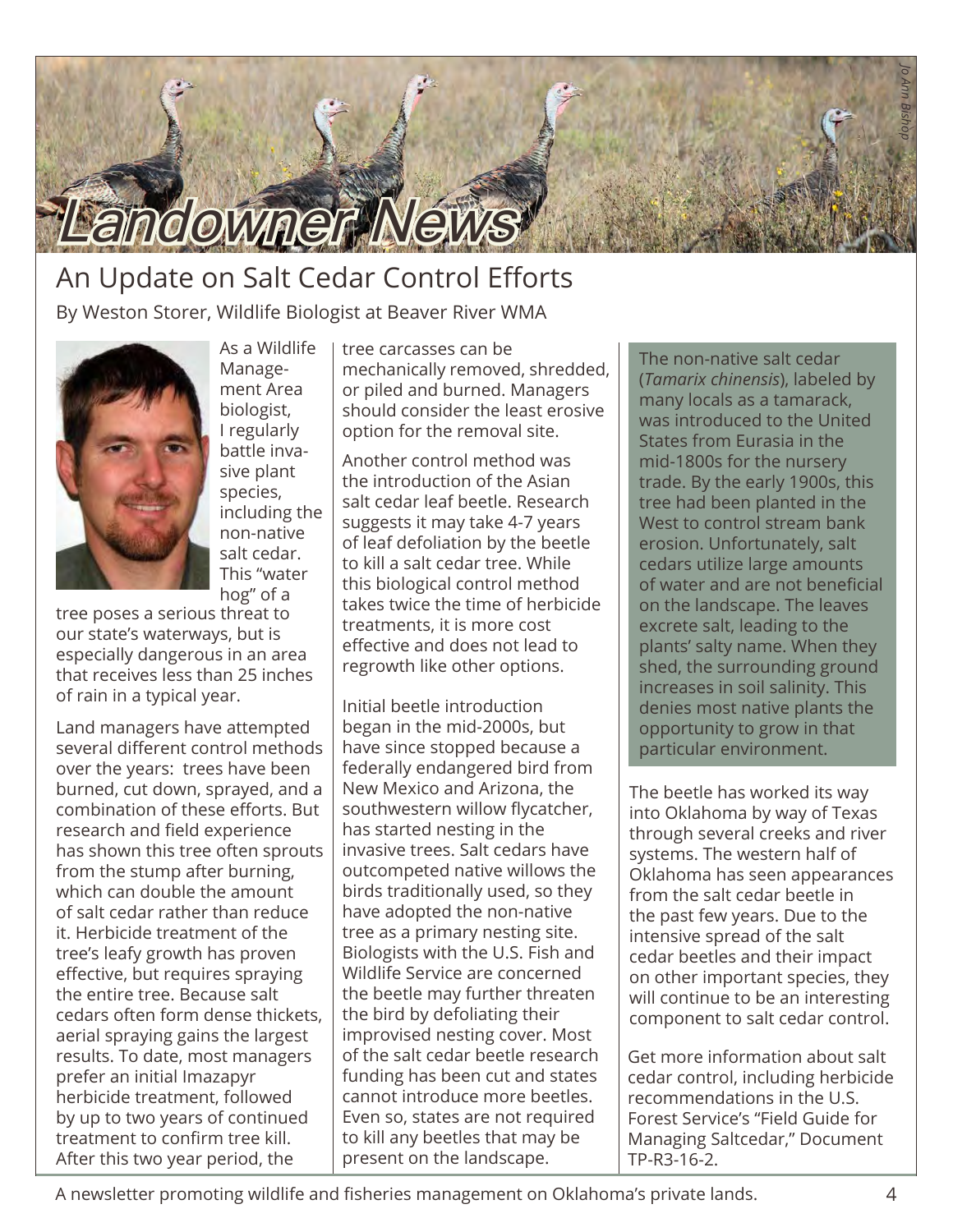# Landowner News

## An Update on Salt Cedar Control Efforts

By Weston Storer, Wildlife Biologist at Beaver River WMA

As a Wildlife Management Area biologist, I regularly battle invasive plant species, including the non-native salt cedar. This "water hog" of a tree poses a serious threat to our state's waterways, but is especially dangerous in an area that receives less than 25 inches of rain in a typical year.

Land managers have attempted several different control methods over the years: trees have been burned, cut down, sprayed, and a combination of these efforts. But research and field experience has shown this tree often sprouts from the stump after burning, which can double the amount of salt cedar rather than reduce it. Herbicide treatment of the tree's leafy growth has proven effective, but requires spraying the entire tree. Because salt cedars often form dense thickets, aerial spraying gains the largest results. To date, most managers prefer an initial Imazapyr herbicide treatment, followed by up to two years of continued treatment to confirm tree kill. After this two year period, the tree carcasses can be mechanically removed, shredded, or piled and burned. Managers should consider the least erosive option for the removal site.

Another control method was the introduction of the Asian salt cedar leaf beetle. Research suggests it may take 4-7 years of leaf defoliation by the beetle to kill a salt cedar tree. While this biological control method takes twice the time of herbicide treatments, it is more cost effective and does not lead to regrowth like other options.

Initial beetle introduction began in the mid-2000s, but have since stopped because a federally endangered bird from New Mexico and Arizona, the southwestern willow flycatcher, has started nesting in the invasive trees. Salt cedars have outcompeted native willows the birds traditionally used, so they have adopted the non-native tree as a primary nesting site. Biologists with the U.S. Fish and Wildlife Service are concerned the beetle may further threaten the bird by defoliating their improvised nesting cover. Most of the salt cedar beetle research funding has been cut and states cannot introduce more beetles. Even so, states are not required to kill any beetles that may be present on the landscape.

> The non-native salt cedar (*Tamarix chinensis*), labeled by many locals as a tamarack, was introduced to the United States from Eurasia in the mid-1800s for the nursery trade. By the early 1900s, this tree had been planted in the West to control stream bank erosion. Unfortunately, salt cedars utilize large amounts of water and are not beneficial on the landscape. The leaves excrete salt, leading to the plants' salty name. When they shed, the surrounding ground increases in soil salinity. This denies most native plants the opportunity to grow in that particular environment.

The beetle has worked its way into Oklahoma by way of Texas through several creeks and river systems. The western half of Oklahoma has seen appearances from the salt cedar beetle in the past few years. Due to the intensive spread of the salt cedar beetles and their impact on other important species, they will continue to be an interesting component to salt cedar control.

Get more information about salt cedar control, including herbicide recommendations in the U.S. Forest Service's "Field Guide for Managing Saltcedar," Document TP-R3-16-2.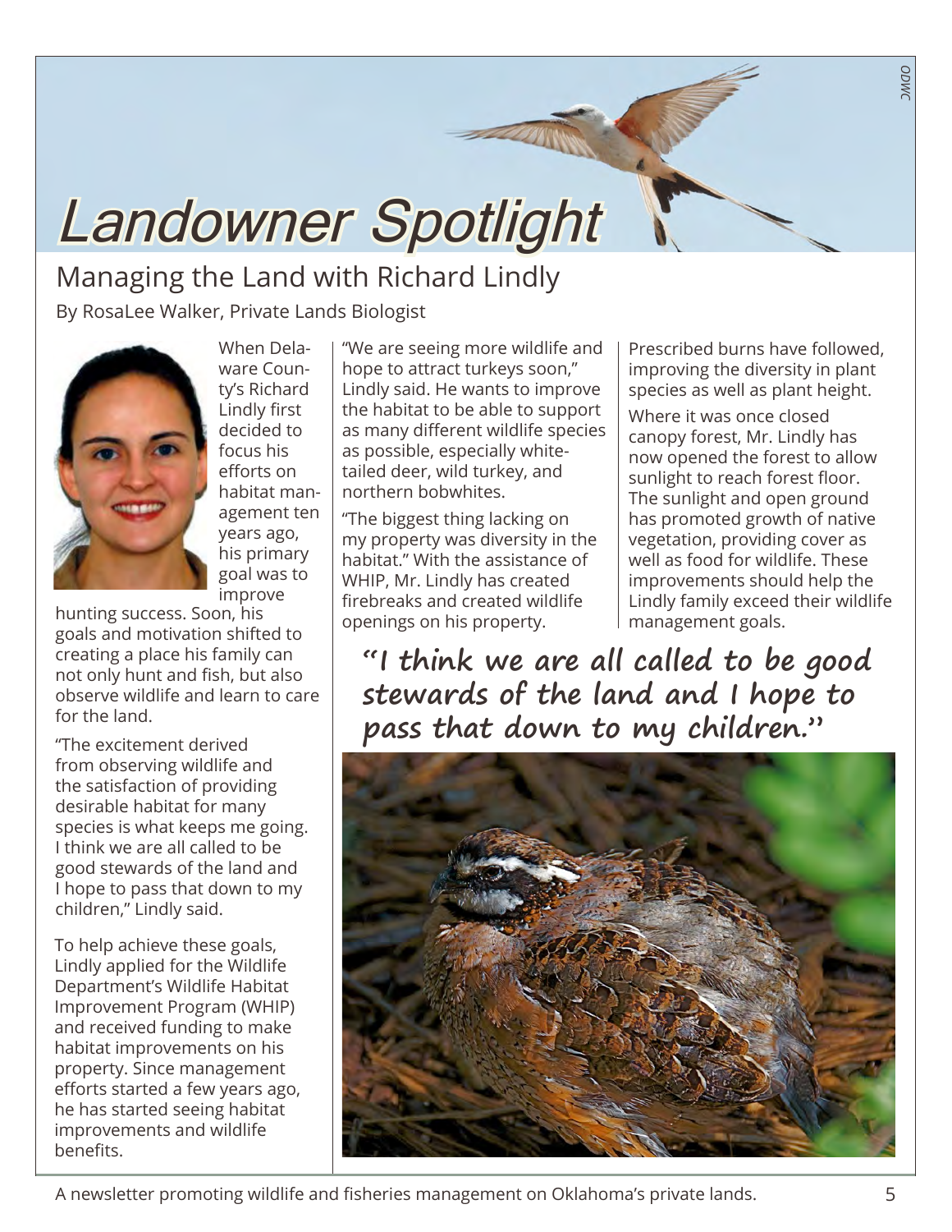# Landowner Spotlight

## Managing the Land with Richard Lindly

By RosaLee Walker, Private Lands Biologist

When Delaware County's Richard Lindly first decided to focus his efforts on habitat management ten years ago, his primary goal was to improve hunting success. Soon, his goals and motivation shifted to creating a place his family can not only hunt and fish, but also observe wildlife and learn to care for the land.

"The excitement derived from observing wildlife and the satisfaction of providing desirable habitat for many species is what keeps me going. I think we are all called to be good stewards of the land and I hope to pass that down to my children," Lindly said.

To help achieve these goals, Lindly applied for the Wildlife Department's Wildlife Habitat Improvement Program (WHIP) and received funding to make habitat improvements on his property. Since management efforts started a few years ago, he has started seeing habitat improvements and wildlife benefits.

"We are seeing more wildlife and hope to attract turkeys soon," Lindly said. He wants to improve the habitat to be able to support as many different wildlife species as possible, especially white-tailed deer, wild turkey, and northern bobwhites.

"The biggest thing lacking on my property was diversity in the habitat." With the assistance of WHIP, Mr. Lindly has created firebreaks and created wildlife openings on his property.

Prescribed burns have followed, improving the diversity in plant species as well as plant height.

Where it was once closed canopy forest, Mr. Lindly has now opened the forest to allow sunlight to reach forest floor. The sunlight and open ground has promoted growth of native vegetation, providing cover as well as food for wildlife. These improvements should help the Lindly family exceed their wildlife management goals.

**"I think we are all called to be good stewards of the land and I hope to pass that down to my children."**

A newsletter promoting wildlife and fisheries management on Oklahoma's private lands.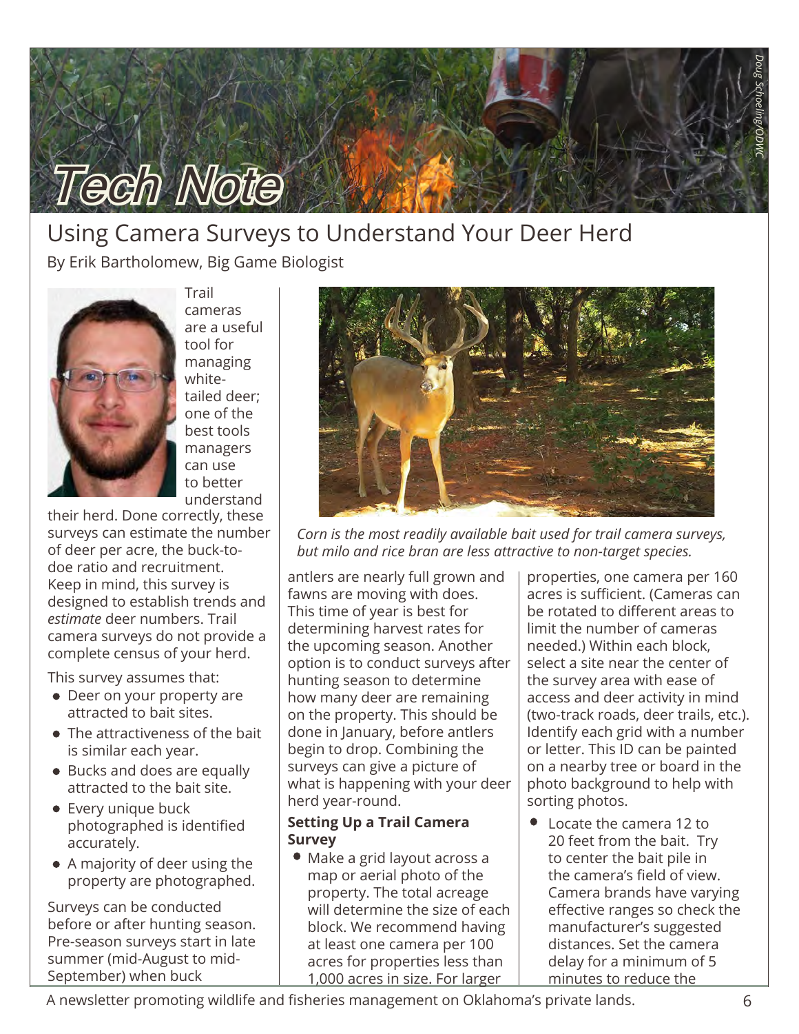# Tech Note

## Using Camera Surveys to Understand Your Deer Herd

By Erik Bartholomew, Big Game Biologist

Trail cameras are a useful tool for managing white-tailed deer; one of the best tools managers can use to better understand their herd. Done correctly, these surveys can estimate the number of deer per acre, the buck-to-doe ratio and recruitment. Keep in mind, this survey is designed to establish trends and *estimate* deer numbers. Trail camera surveys do not provide a complete census of your herd.

This survey assumes that:

- Deer on your property are attracted to bait sites.
- The attractiveness of the bait is similar each year.
- Bucks and does are equally attracted to the bait site.
- Every unique buck photographed is identified accurately.
- A majority of deer using the property are photographed.

Surveys can be conducted before or after hunting season. Pre-season surveys start in late summer (mid-August to mid-September) when buck antlers are nearly full grown and fawns are moving with does. This time of year is best for determining harvest rates for the upcoming season. Another option is to conduct surveys after hunting season to determine how many deer are remaining on the property. This should be done in January, before antlers begin to drop. Combining the surveys can give a picture of what is happening with your deer herd year-round.

*Corn is the most readily available bait used for trail camera surveys, but milo and rice bran are less attractive to non-target species.*

**Setting Up a Trail Camera Survey**

- Make a grid layout across a map or aerial photo of the property. The total acreage will determine the size of each block. We recommend having at least one camera per 100 acres for properties less than 1,000 acres in size. For larger properties, one camera per 160 acres is sufficient. (Cameras can be rotated to different areas to limit the number of cameras needed.) Within each block, select a site near the center of the survey area with ease of access and deer activity in mind (two-track roads, deer trails, etc.). Identify each grid with a number or letter. This ID can be painted on a nearby tree or board in the photo background to help with sorting photos.
- Locate the camera 12 to 20 feet from the bait. Try to center the bait pile in the camera's field of view. Camera brands have varying effective ranges so check the manufacturer's suggested distances. Set the camera delay for a minimum of 5 minutes to reduce the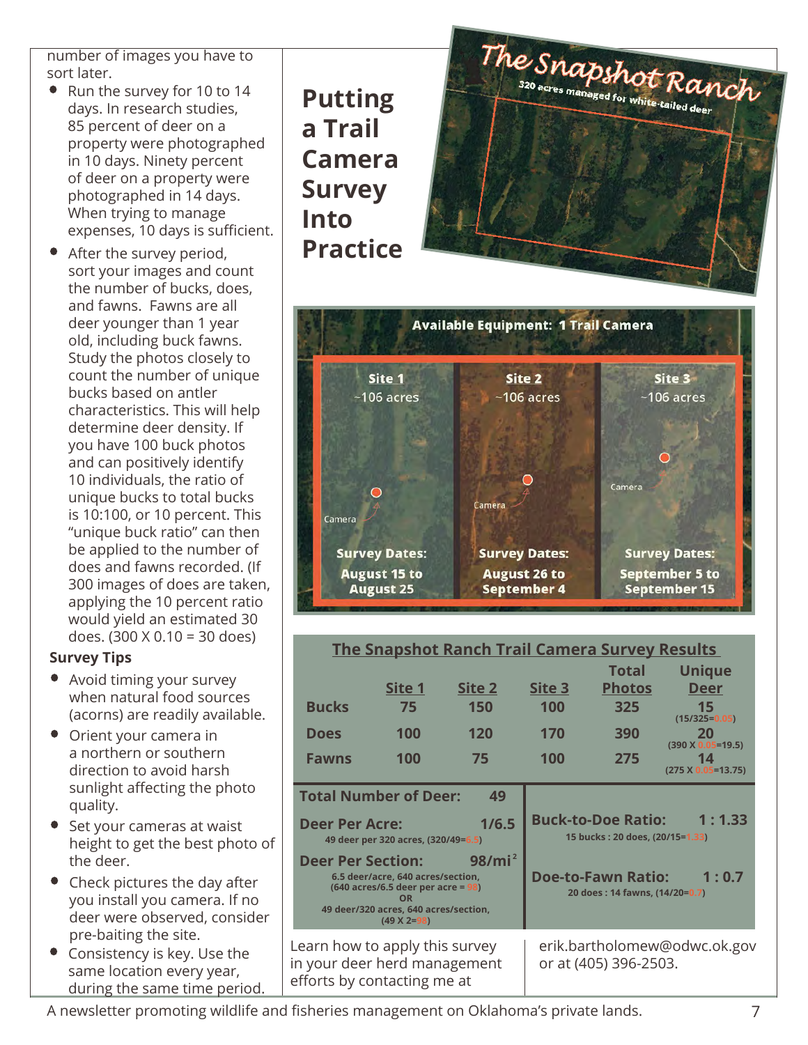number of images you have to sort later.

- Run the survey for 10 to 14 days. In research studies, 85 percent of deer on a property were photographed in 10 days. Ninety percent of deer on a property were photographed in 14 days. When trying to manage expenses, 10 days is sufficient.
- After the survey period, sort your images and count the number of bucks, does, and fawns. Fawns are all deer younger than 1 year old, including buck fawns. Study the photos closely to count the number of unique bucks based on antler characteristics. This will help determine deer density. If you have 100 buck photos and can positively identify 10 individuals, the ratio of unique bucks to total bucks is 10:100, or 10 percent. This "unique buck ratio" can then be applied to the number of does and fawns recorded. (If 300 images of does are taken, applying the 10 percent ratio would yield an estimated 30 does. (300 X 0.10 = 30 does)

### Survey Tips

- Avoid timing your survey when natural food sources (acorns) are readily available.
- Orient your camera in a northern or southern direction to avoid harsh sunlight affecting the photo quality.
- Set your cameras at waist height to get the best photo of the deer.
- Check pictures the day after you install you camera. If no deer were observed, consider pre-baiting the site.
- Consistency is key. Use the same location every year, during the same time period.

# Putting a Trail Camera Survey Into Practice

The Snapshot Ranch

320 acres managed for white-tailed deer

Available Equipment: 1 Trail Camera

| Site 1 | Site 2 | Site 3 |
|---|---|---|
| ~106 acres | ~106 acres | ~106 acres |
| Survey Dates: August 15 to August 25 | Survey Dates: August 26 to September 4 | Survey Dates: September 5 to September 15 |

**The Snapshot Ranch Trail Camera Survey Results**

| | Site 1 | Site 2 | Site 3 | Total Photos | Unique Deer |
|---|---|---|---|---|---|
| Bucks | 75 | 150 | 100 | 325 | 15 (15/325=0.05) |
| Does | 100 | 120 | 170 | 390 | 20 (390 X 0.05=19.5) |
| Fawns | 100 | 75 | 100 | 275 | 14 (275 X 0.05=13.75) |

**Total Number of Deer:** 49

**Deer Per Acre:** 1/6.5
49 deer per 320 acres, (320/49=6.5)

**Deer Per Section:** 98/mi²
6.5 deer/acre, 640 acres/section, (640 acres/6.5 deer per acre = 98)
OR
49 deer/320 acres, 640 acres/section, (49 X 2=98)

**Buck-to-Doe Ratio:** 1 : 1.33
15 bucks : 20 does, (20/15=1.33)

**Doe-to-Fawn Ratio:** 1 : 0.7
20 does : 14 fawns, (14/20=0.7)

Learn how to apply this survey in your deer herd management efforts by contacting me at erik.bartholomew@odwc.ok.gov or at (405) 396-2503.

A newsletter promoting wildlife and fisheries management on Oklahoma's private lands.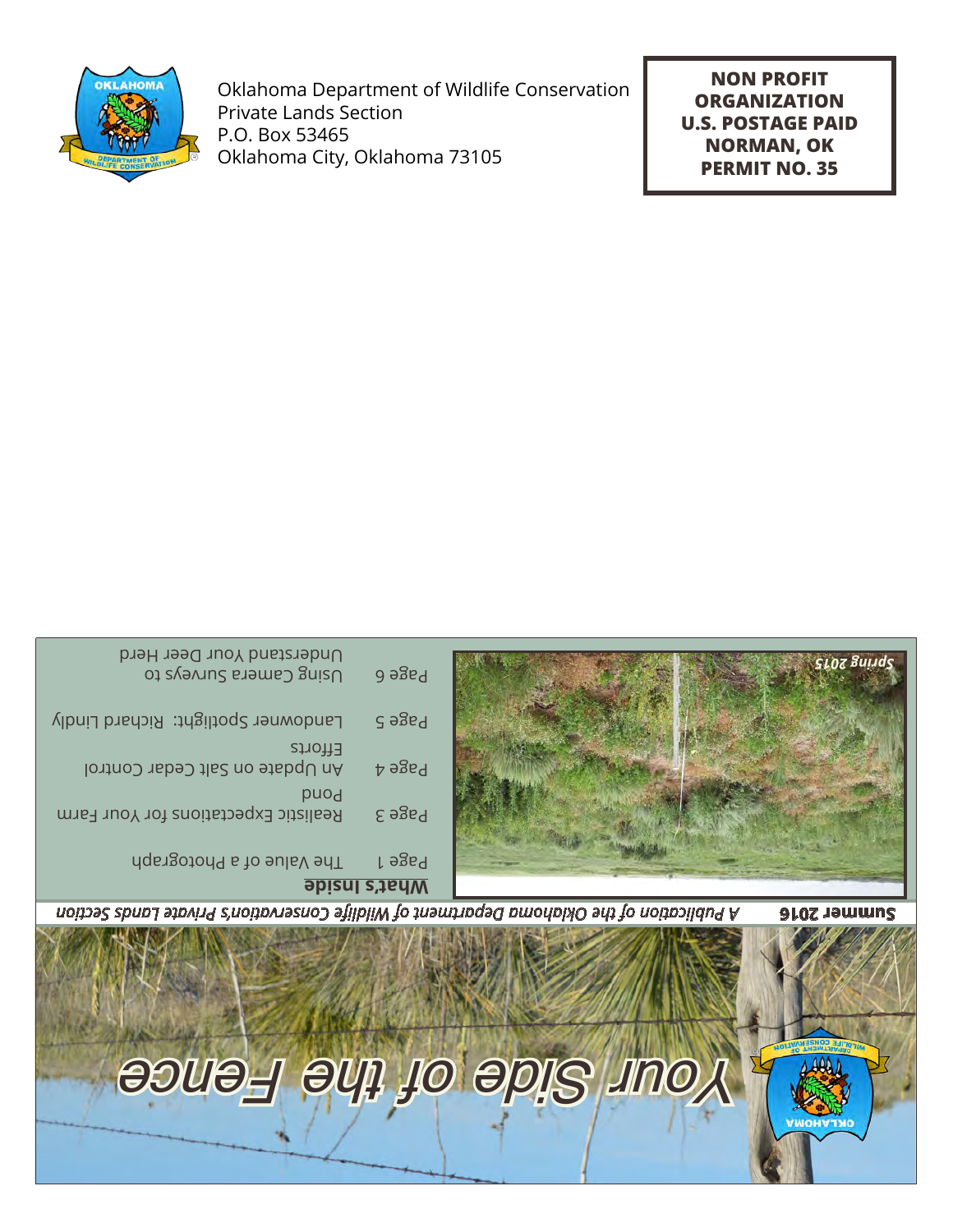Oklahoma Department of Wildlife Conservation
Private Lands Section
P.O. Box 53465
Oklahoma City, Oklahoma 73105

**NON PROFIT ORGANIZATION**
**U.S. POSTAGE PAID**
**NORMAN, OK**
**PERMIT NO. 35**

# Your Side of the Fence

**Summer 2016** *A Publication of the Oklahoma Department of Wildlife Conservation's Private Lands Section*

**What's Inside**

- Page 1 — The Value of a Photograph
- Page 3 — Realistic Expectations for Your Farm Pond
- Page 4 — An Update on Salt Cedar Control Efforts
- Page 5 — Landowner Spotlight: Richard Lindly
- Page 6 — Using Camera Surveys to Understand Your Deer Herd

*Spring 2015*